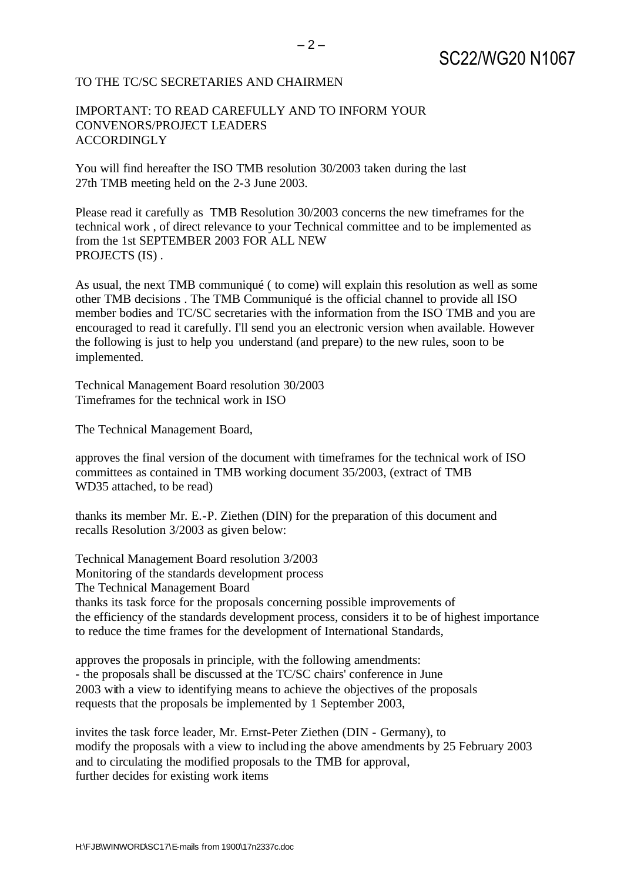TO THE TC/SC SECRETARIES AND CHAIRMEN

IMPORTANT: TO READ CAREFULLY AND TO INFORM YOUR CONVENORS/PROJECT LEADERS ACCORDINGLY

You will find hereafter the ISO TMB resolution 30/2003 taken during the last 27th TMB meeting held on the 2-3 June 2003.

Please read it carefully as TMB Resolution 30/2003 concerns the new timeframes for the technical work , of direct relevance to your Technical committee and to be implemented as from the 1st SEPTEMBER 2003 FOR ALL NEW PROJECTS (IS) .

As usual, the next TMB communiqué ( to come) will explain this resolution as well as some other TMB decisions . The TMB Communiqué is the official channel to provide all ISO member bodies and TC/SC secretaries with the information from the ISO TMB and you are encouraged to read it carefully. I'll send you an electronic version when available. However the following is just to help you understand (and prepare) to the new rules, soon to be implemented.

Technical Management Board resolution 30/2003
Timeframes for the technical work in ISO

The Technical Management Board,

approves the final version of the document with timeframes for the technical work of ISO committees as contained in TMB working document 35/2003, (extract of TMB WD35 attached, to be read)

thanks its member Mr. E.-P. Ziethen (DIN) for the preparation of this document and recalls Resolution 3/2003 as given below:

Technical Management Board resolution 3/2003
Monitoring of the standards development process
The Technical Management Board
thanks its task force for the proposals concerning possible improvements of the efficiency of the standards development process, considers it to be of highest importance to reduce the time frames for the development of International Standards,

approves the proposals in principle, with the following amendments:
- the proposals shall be discussed at the TC/SC chairs' conference in June 2003 with a view to identifying means to achieve the objectives of the proposals requests that the proposals be implemented by 1 September 2003,

invites the task force leader, Mr. Ernst-Peter Ziethen (DIN - Germany), to modify the proposals with a view to including the above amendments by 25 February 2003 and to circulating the modified proposals to the TMB for approval,
further decides for existing work items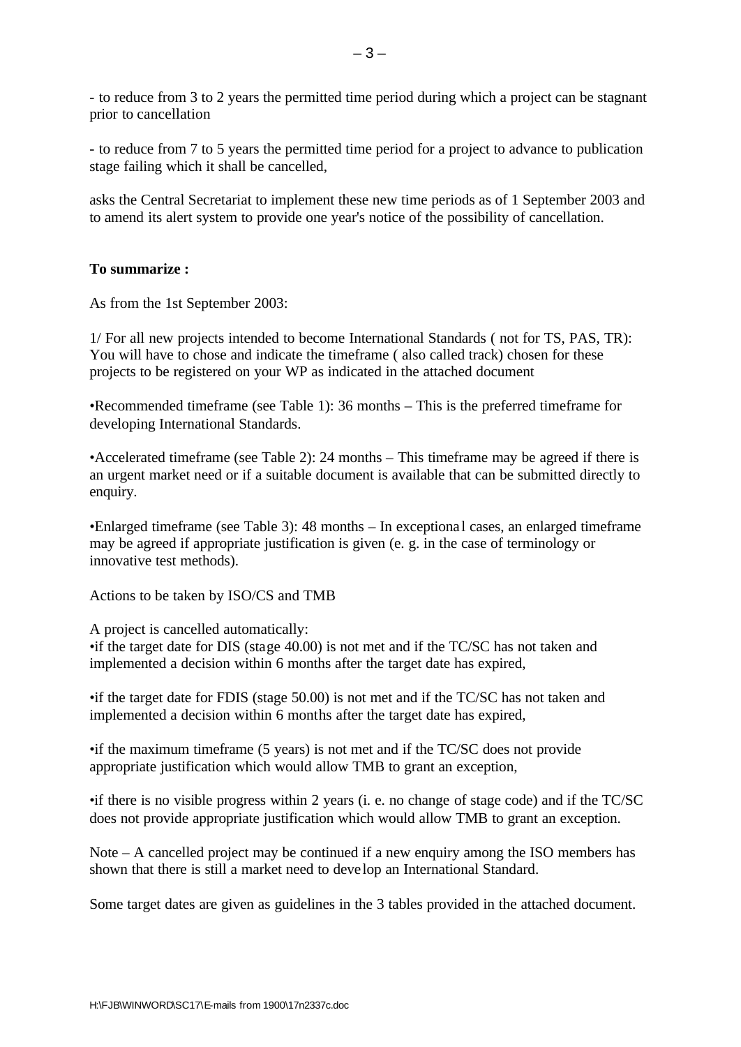- to reduce from 3 to 2 years the permitted time period during which a project can be stagnant prior to cancellation

- to reduce from 7 to 5 years the permitted time period for a project to advance to publication stage failing which it shall be cancelled,

asks the Central Secretariat to implement these new time periods as of 1 September 2003 and to amend its alert system to provide one year's notice of the possibility of cancellation.

**To summarize :**

As from the 1st September 2003:

1/ For all new projects intended to become International Standards ( not for TS, PAS, TR): You will have to chose and indicate the timeframe ( also called track) chosen for these projects to be registered on your WP as indicated in the attached document

•Recommended timeframe (see Table 1): 36 months – This is the preferred timeframe for developing International Standards.

•Accelerated timeframe (see Table 2): 24 months – This timeframe may be agreed if there is an urgent market need or if a suitable document is available that can be submitted directly to enquiry.

•Enlarged timeframe (see Table 3): 48 months – In exceptional cases, an enlarged timeframe may be agreed if appropriate justification is given (e. g. in the case of terminology or innovative test methods).

Actions to be taken by ISO/CS and TMB

A project is cancelled automatically:
•if the target date for DIS (stage 40.00) is not met and if the TC/SC has not taken and implemented a decision within 6 months after the target date has expired,

•if the target date for FDIS (stage 50.00) is not met and if the TC/SC has not taken and implemented a decision within 6 months after the target date has expired,

•if the maximum timeframe (5 years) is not met and if the TC/SC does not provide appropriate justification which would allow TMB to grant an exception,

•if there is no visible progress within 2 years (i. e. no change of stage code) and if the TC/SC does not provide appropriate justification which would allow TMB to grant an exception.

Note – A cancelled project may be continued if a new enquiry among the ISO members has shown that there is still a market need to develop an International Standard.

Some target dates are given as guidelines in the 3 tables provided in the attached document.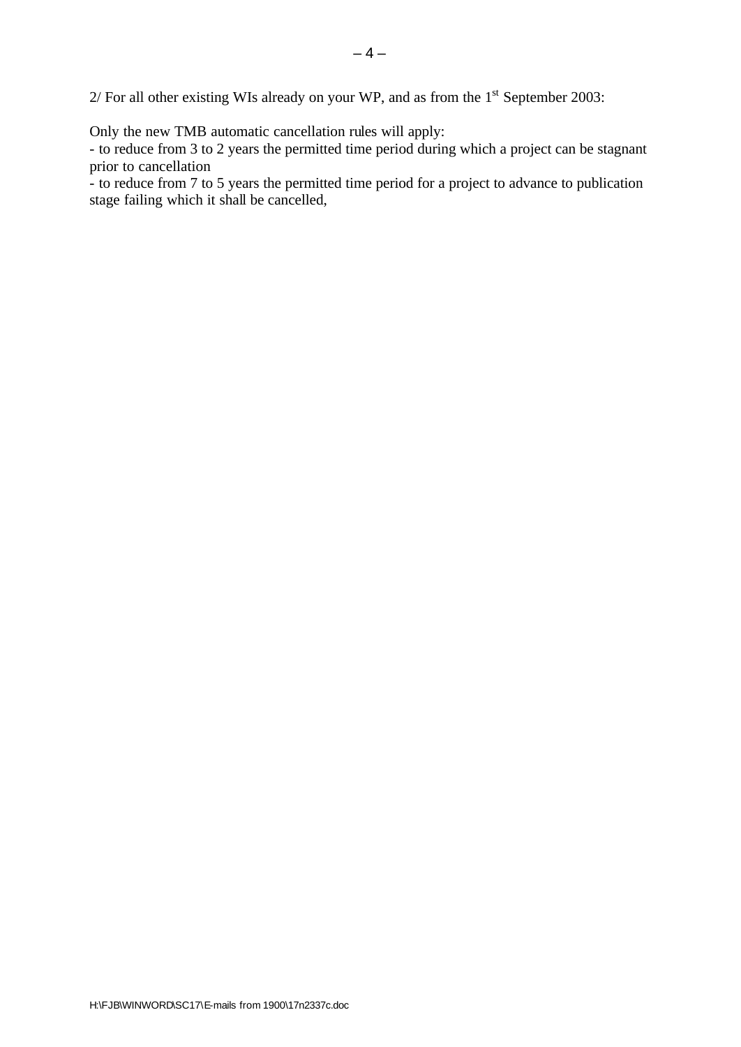2/ For all other existing WIs already on your WP, and as from the 1st September 2003:

Only the new TMB automatic cancellation rules will apply:

- to reduce from 3 to 2 years the permitted time period during which a project can be stagnant prior to cancellation
- to reduce from 7 to 5 years the permitted time period for a project to advance to publication stage failing which it shall be cancelled,

H:\FJB\WINWORD\SC17\E-mails from 1900\17n2337c.doc